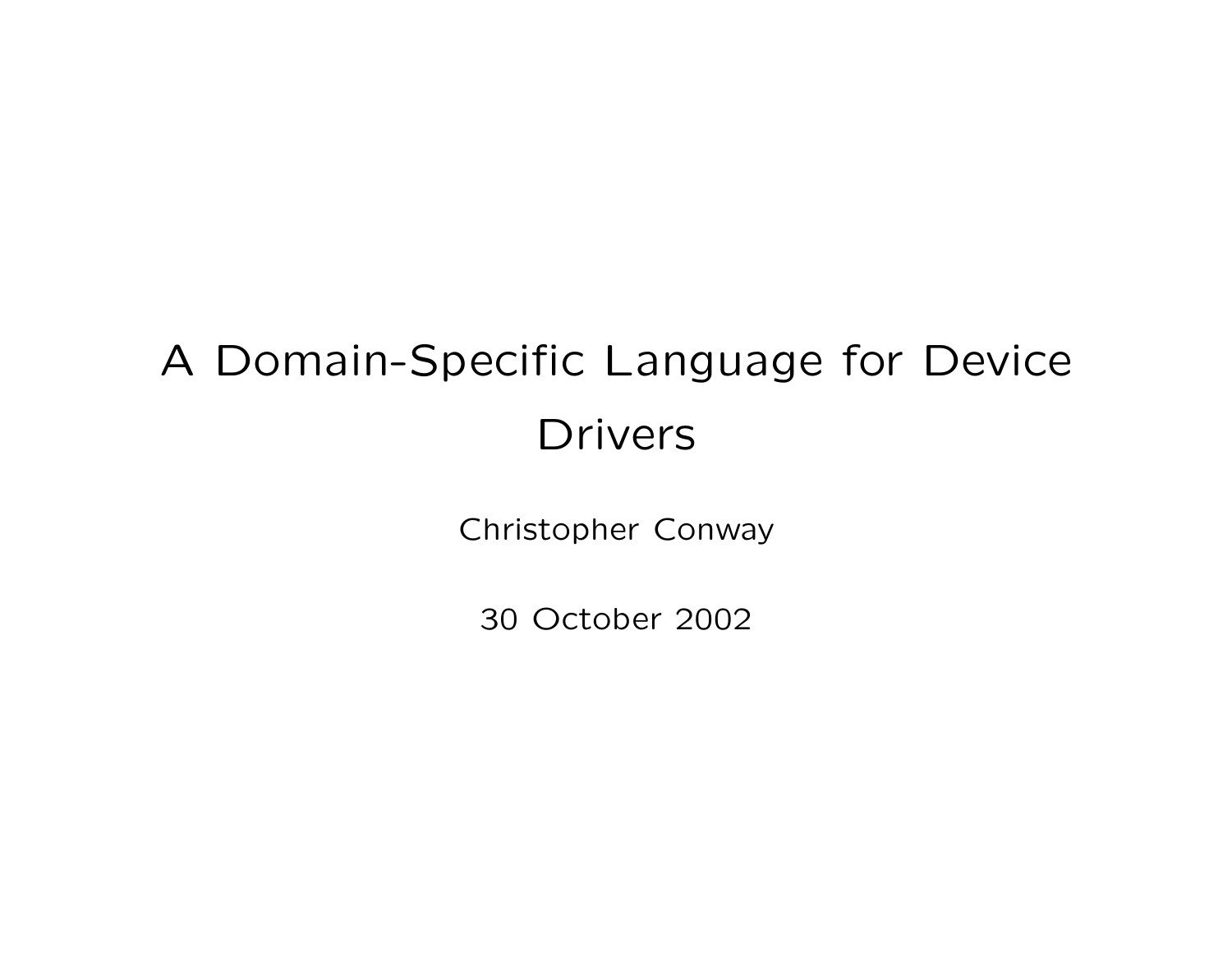# A Domain-Specific Language for Device Drivers

Christopher Conway

30 October 2002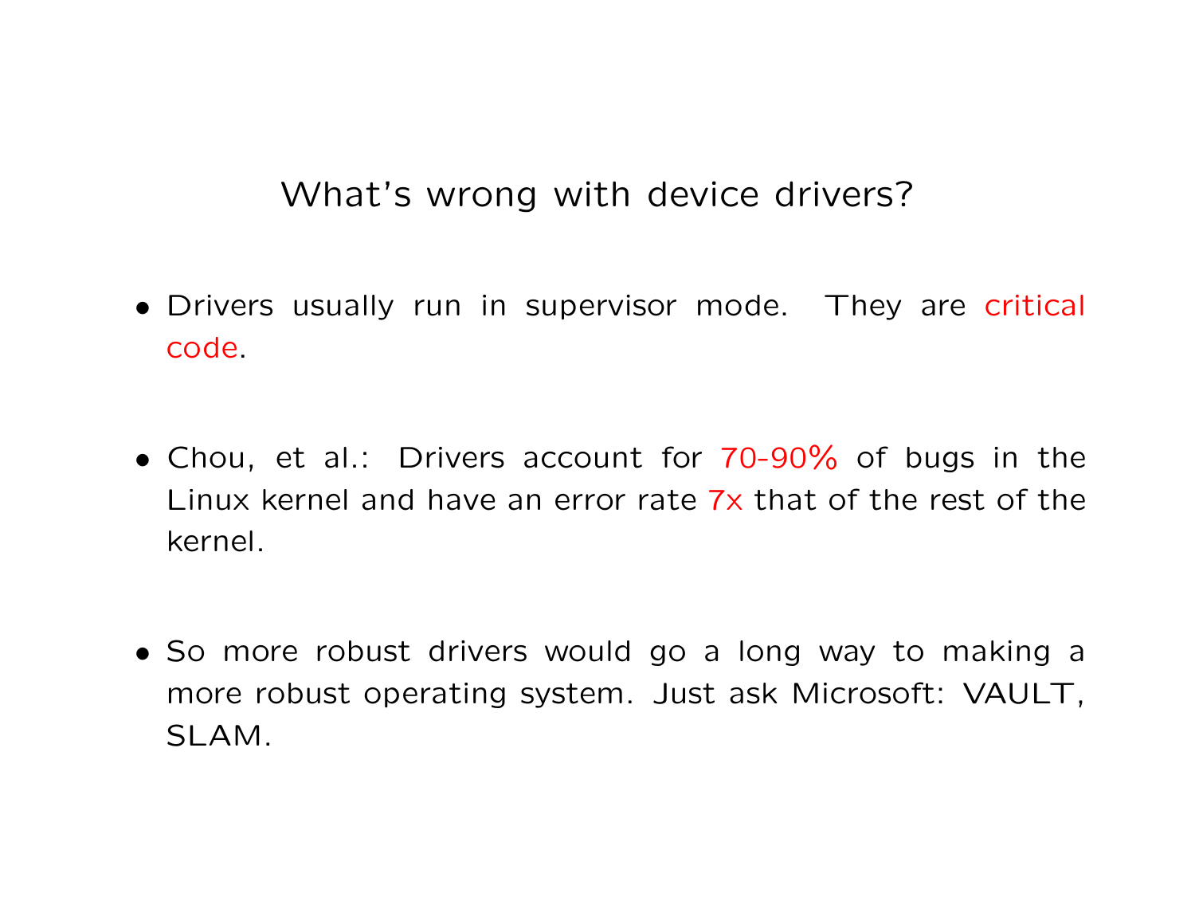# What's wrong with device drivers?

- Drivers usually run in supervisor mode. They are critical code.

- Chou, et al.: Drivers account for 70-90% of bugs in the Linux kernel and have an error rate 7x that of the rest of the kernel.

- So more robust drivers would go a long way to making a more robust operating system. Just ask Microsoft: VAULT, SLAM.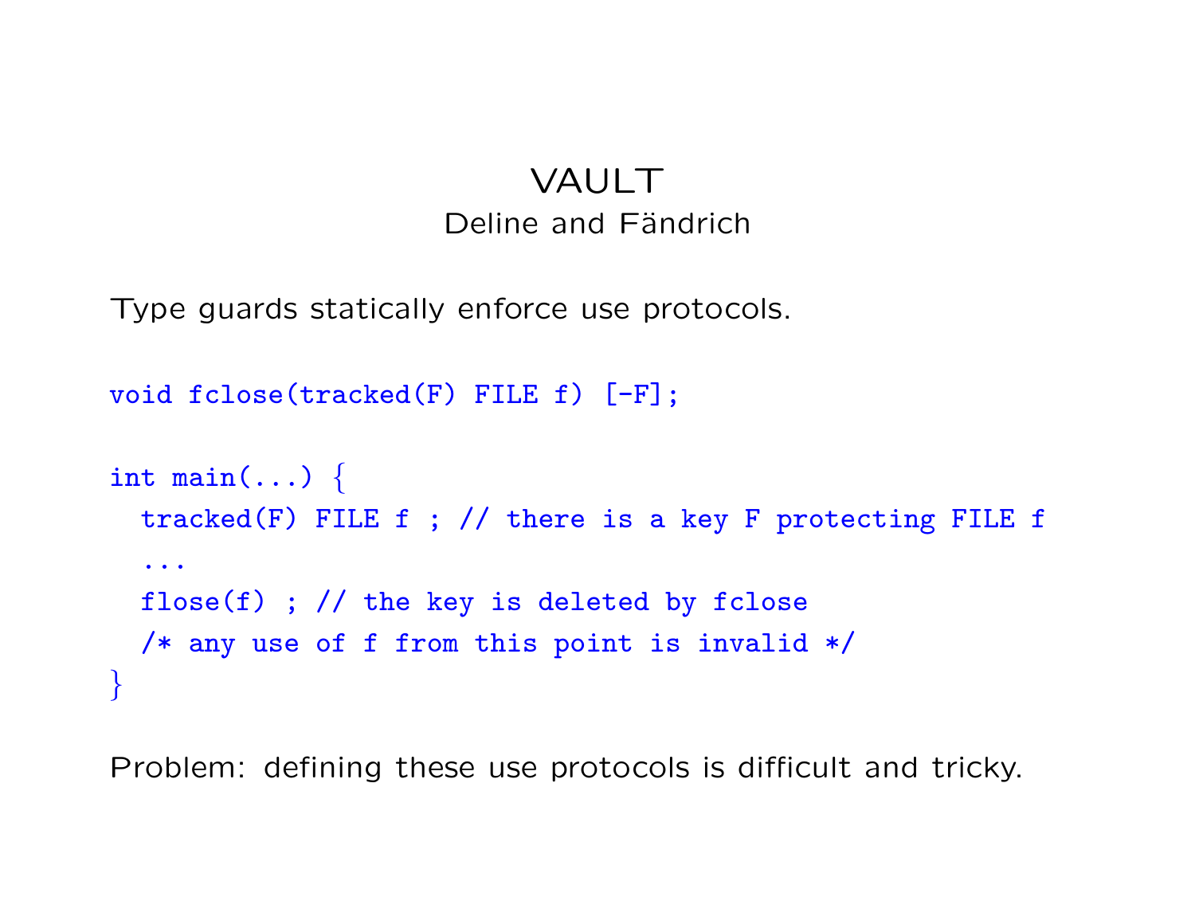# VAULT

Deline and Fändrich

Type guards statically enforce use protocols.

```
void fclose(tracked(F) FILE f) [-F];

int main(...) {
  tracked(F) FILE f ; // there is a key F protecting FILE f
  ...
  flose(f) ; // the key is deleted by fclose
  /* any use of f from this point is invalid */
}
```

Problem: defining these use protocols is difficult and tricky.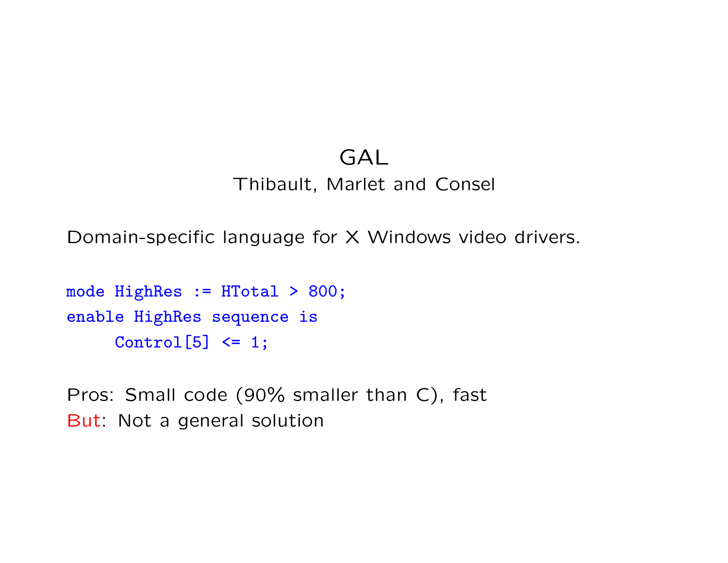# GAL

Thibault, Marlet and Consel

Domain-specific language for X Windows video drivers.

```
mode HighRes := HTotal > 800;
enable HighRes sequence is
     Control[5] <= 1;
```

Pros: Small code (90% smaller than C), fast

But: Not a general solution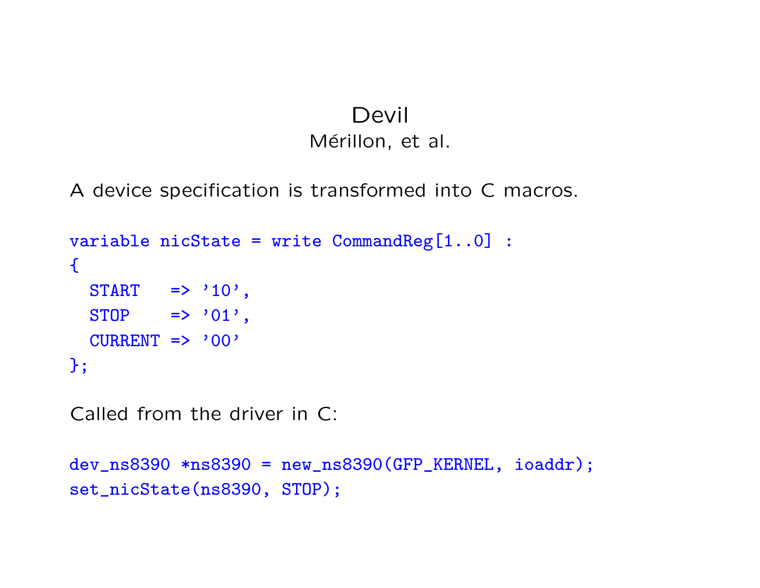# Devil

Mérillon, et al.

A device specification is transformed into C macros.

```
variable nicState = write CommandReg[1..0] :
{
  START   => '10',
  STOP    => '01',
  CURRENT => '00'
};
```

Called from the driver in C:

```
dev_ns8390 *ns8390 = new_ns8390(GFP_KERNEL, ioaddr);
set_nicState(ns8390, STOP);
```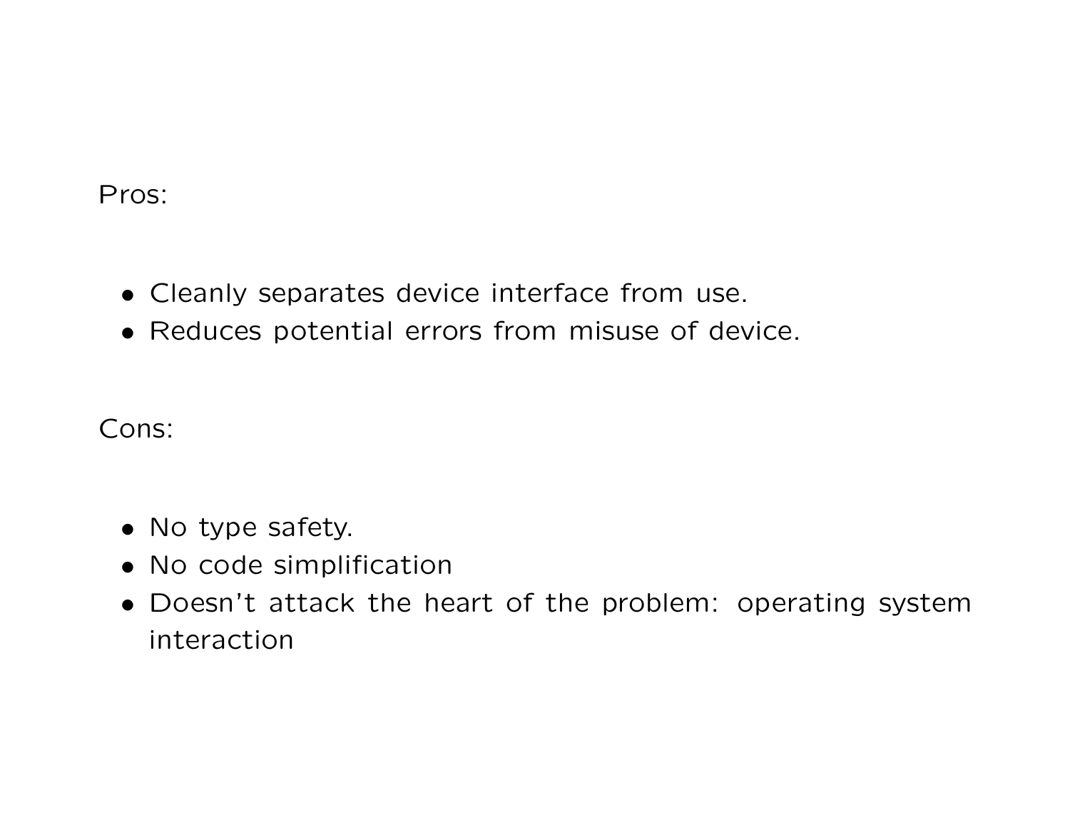Pros:

- Cleanly separates device interface from use.
- Reduces potential errors from misuse of device.

Cons:

- No type safety.
- No code simplification
- Doesn't attack the heart of the problem: operating system interaction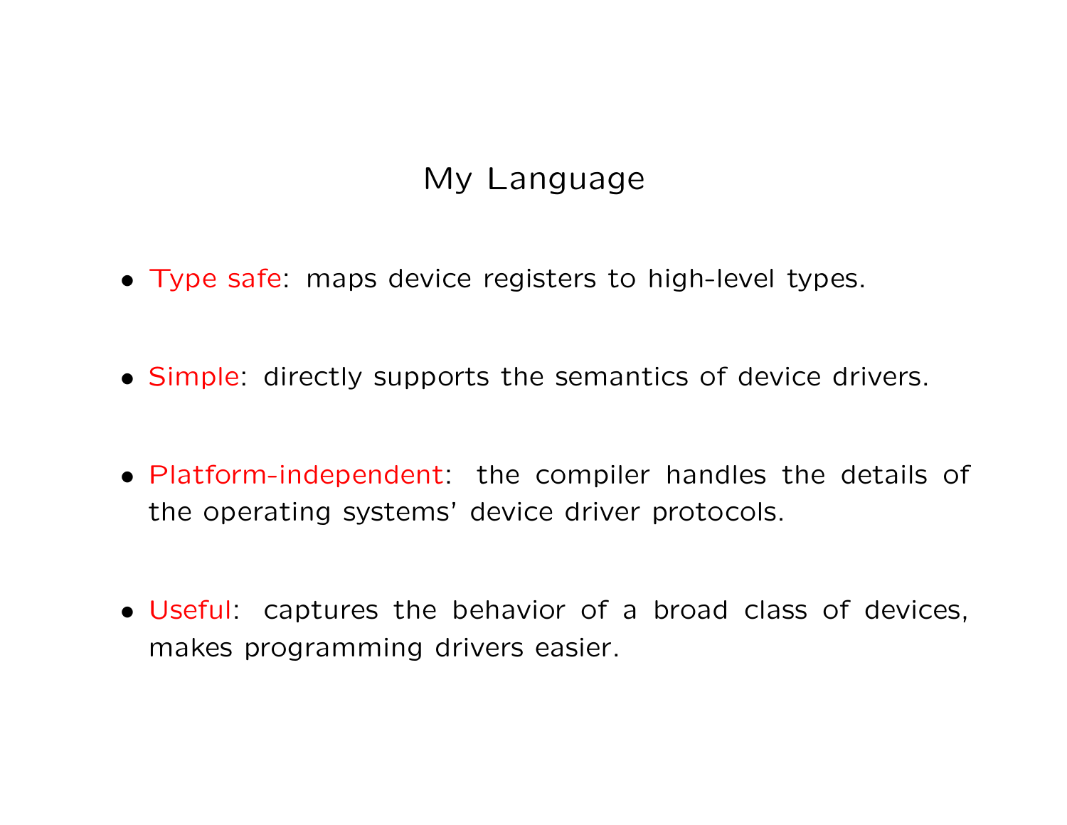# My Language

- Type safe: maps device registers to high-level types.

- Simple: directly supports the semantics of device drivers.

- Platform-independent: the compiler handles the details of the operating systems' device driver protocols.

- Useful: captures the behavior of a broad class of devices, makes programming drivers easier.